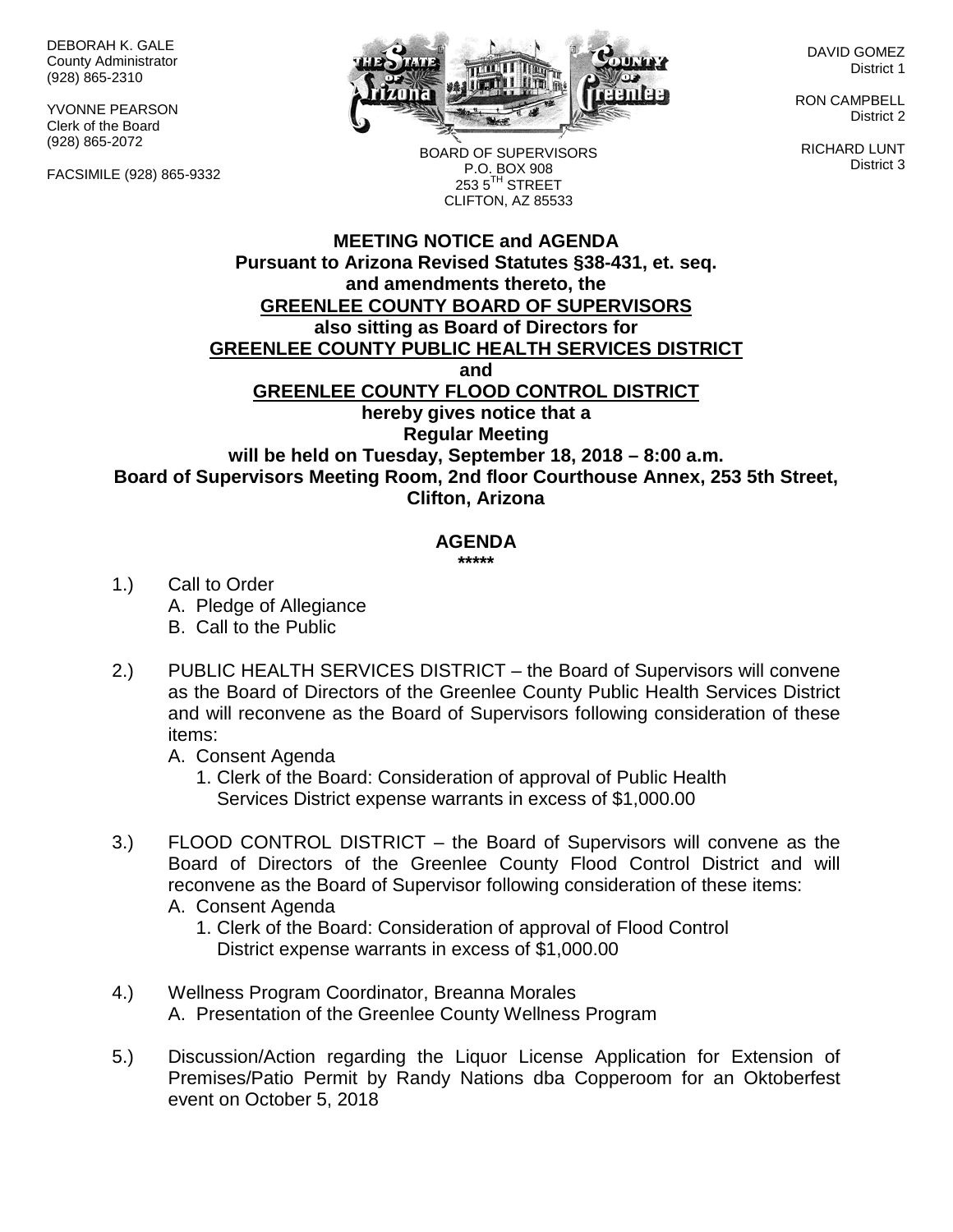DEBORAH K. GALE
County Administrator
(928) 865-2310

YVONNE PEARSON
Clerk of the Board
(928) 865-2072

FACSIMILE (928) 865-9332

BOARD OF SUPERVISORS
P.O. BOX 908
253 5TH STREET
CLIFTON, AZ 85533

DAVID GOMEZ
District 1

RON CAMPBELL
District 2

RICHARD LUNT
District 3

**MEETING NOTICE and AGENDA**
**Pursuant to Arizona Revised Statutes §38-431, et. seq. and amendments thereto, the**
**GREENLEE COUNTY BOARD OF SUPERVISORS**
**also sitting as Board of Directors for**
**GREENLEE COUNTY PUBLIC HEALTH SERVICES DISTRICT**
**and**
**GREENLEE COUNTY FLOOD CONTROL DISTRICT**
**hereby gives notice that a**
**Regular Meeting**
**will be held on Tuesday, September 18, 2018 – 8:00 a.m.**
**Board of Supervisors Meeting Room, 2nd floor Courthouse Annex, 253 5th Street, Clifton, Arizona**

## AGENDA

*****

1.) Call to Order
   A. Pledge of Allegiance
   B. Call to the Public

2.) PUBLIC HEALTH SERVICES DISTRICT – the Board of Supervisors will convene as the Board of Directors of the Greenlee County Public Health Services District and will reconvene as the Board of Supervisors following consideration of these items:
   A. Consent Agenda
      1. Clerk of the Board: Consideration of approval of Public Health Services District expense warrants in excess of $1,000.00

3.) FLOOD CONTROL DISTRICT – the Board of Supervisors will convene as the Board of Directors of the Greenlee County Flood Control District and will reconvene as the Board of Supervisor following consideration of these items:
   A. Consent Agenda
      1. Clerk of the Board: Consideration of approval of Flood Control District expense warrants in excess of $1,000.00

4.) Wellness Program Coordinator, Breanna Morales
   A. Presentation of the Greenlee County Wellness Program

5.) Discussion/Action regarding the Liquor License Application for Extension of Premises/Patio Permit by Randy Nations dba Copperoom for an Oktoberfest event on October 5, 2018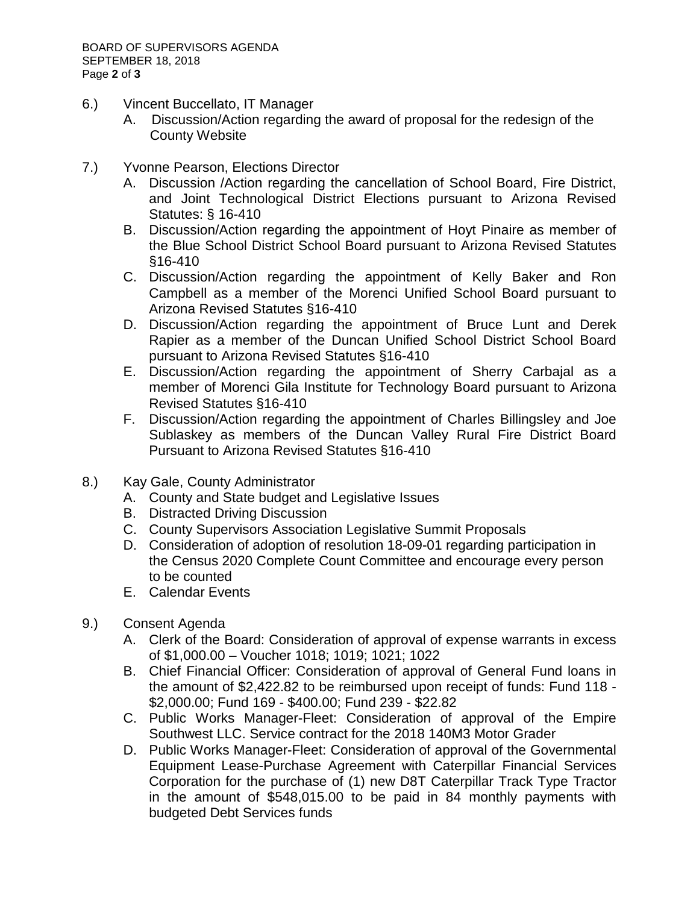6.) Vincent Buccellato, IT Manager

   A. Discussion/Action regarding the award of proposal for the redesign of the County Website

7.) Yvonne Pearson, Elections Director

   A. Discussion /Action regarding the cancellation of School Board, Fire District, and Joint Technological District Elections pursuant to Arizona Revised Statutes: § 16-410
   B. Discussion/Action regarding the appointment of Hoyt Pinaire as member of the Blue School District School Board pursuant to Arizona Revised Statutes §16-410
   C. Discussion/Action regarding the appointment of Kelly Baker and Ron Campbell as a member of the Morenci Unified School Board pursuant to Arizona Revised Statutes §16-410
   D. Discussion/Action regarding the appointment of Bruce Lunt and Derek Rapier as a member of the Duncan Unified School District School Board pursuant to Arizona Revised Statutes §16-410
   E. Discussion/Action regarding the appointment of Sherry Carbajal as a member of Morenci Gila Institute for Technology Board pursuant to Arizona Revised Statutes §16-410
   F. Discussion/Action regarding the appointment of Charles Billingsley and Joe Sublaskey as members of the Duncan Valley Rural Fire District Board Pursuant to Arizona Revised Statutes §16-410

8.) Kay Gale, County Administrator

   A. County and State budget and Legislative Issues
   B. Distracted Driving Discussion
   C. County Supervisors Association Legislative Summit Proposals
   D. Consideration of adoption of resolution 18-09-01 regarding participation in the Census 2020 Complete Count Committee and encourage every person to be counted
   E. Calendar Events

9.) Consent Agenda

   A. Clerk of the Board: Consideration of approval of expense warrants in excess of $1,000.00 – Voucher 1018; 1019; 1021; 1022
   B. Chief Financial Officer: Consideration of approval of General Fund loans in the amount of $2,422.82 to be reimbursed upon receipt of funds: Fund 118 - $2,000.00; Fund 169 - $400.00; Fund 239 - $22.82
   C. Public Works Manager-Fleet: Consideration of approval of the Empire Southwest LLC. Service contract for the 2018 140M3 Motor Grader
   D. Public Works Manager-Fleet: Consideration of approval of the Governmental Equipment Lease-Purchase Agreement with Caterpillar Financial Services Corporation for the purchase of (1) new D8T Caterpillar Track Type Tractor in the amount of $548,015.00 to be paid in 84 monthly payments with budgeted Debt Services funds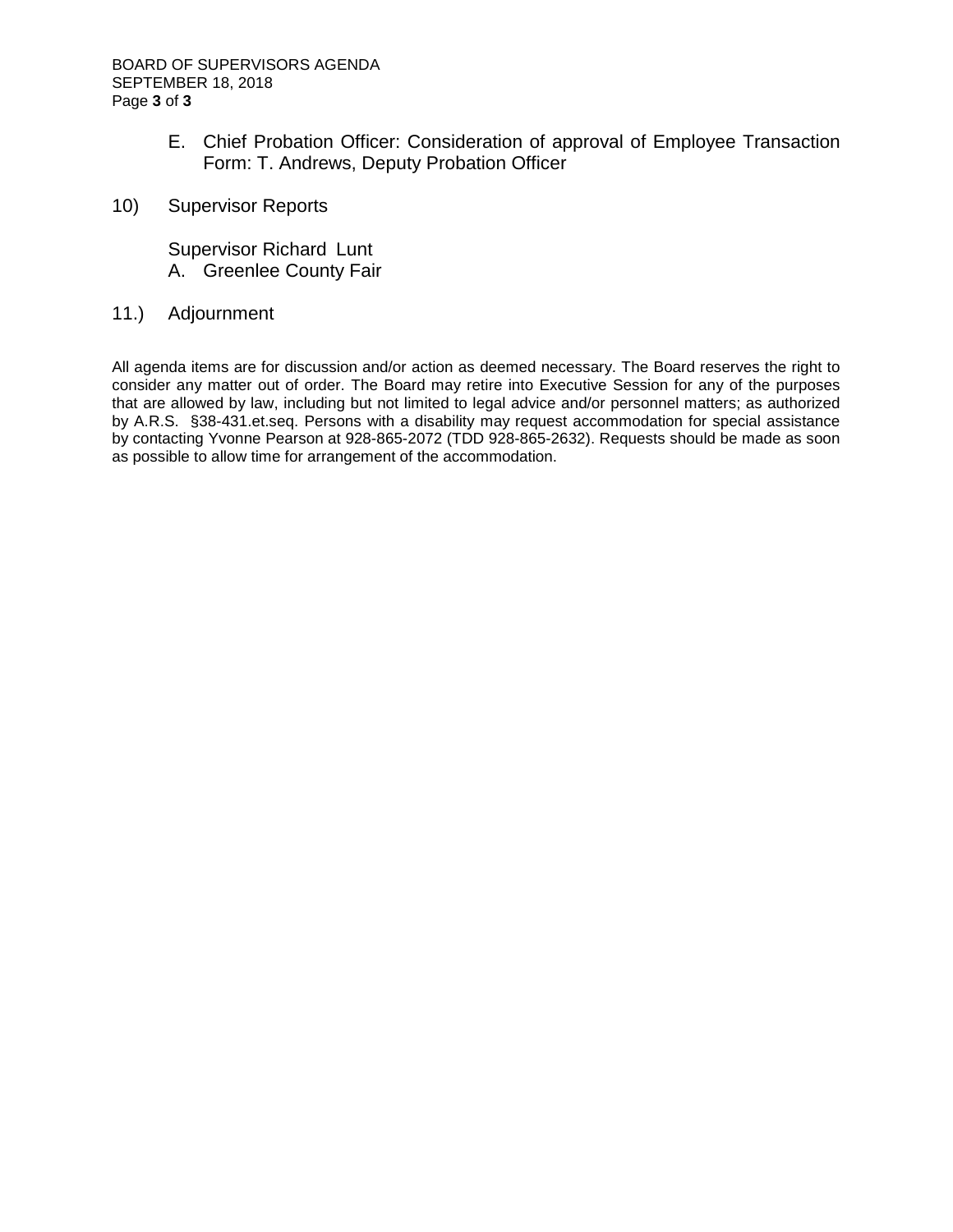E. Chief Probation Officer: Consideration of approval of Employee Transaction Form: T. Andrews, Deputy Probation Officer

10) Supervisor Reports

Supervisor Richard Lunt

A. Greenlee County Fair

11.) Adjournment

All agenda items are for discussion and/or action as deemed necessary. The Board reserves the right to consider any matter out of order. The Board may retire into Executive Session for any of the purposes that are allowed by law, including but not limited to legal advice and/or personnel matters; as authorized by A.R.S. §38-431.et.seq. Persons with a disability may request accommodation for special assistance by contacting Yvonne Pearson at 928-865-2072 (TDD 928-865-2632). Requests should be made as soon as possible to allow time for arrangement of the accommodation.